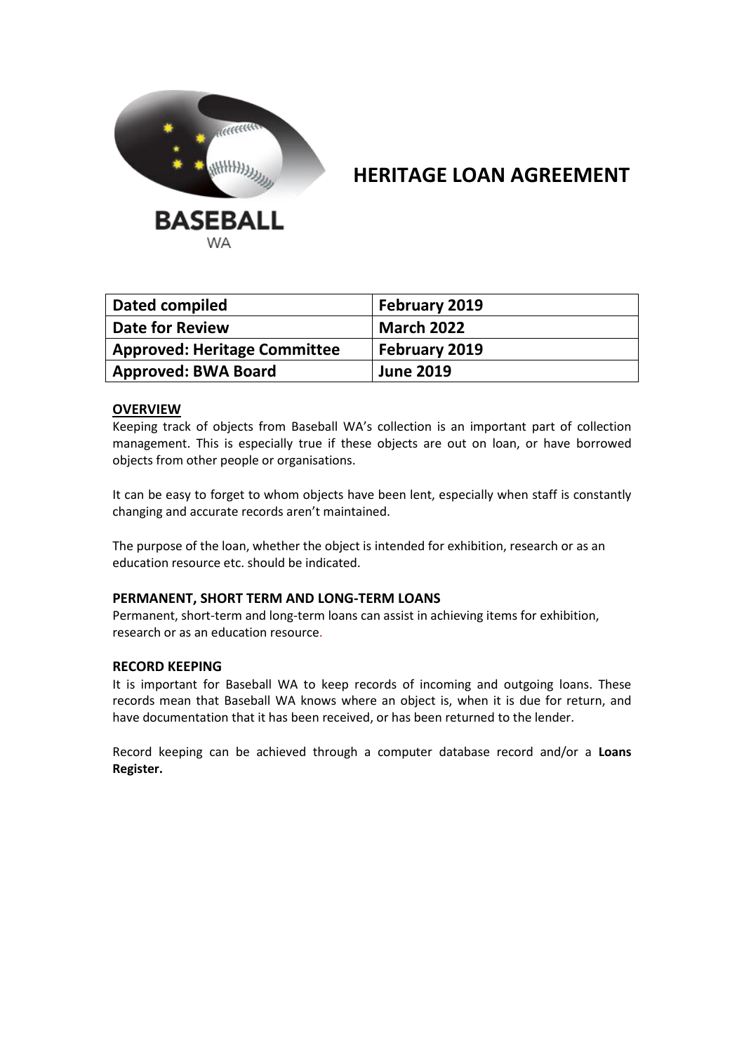BASEBALL

WA

# HERITAGE LOAN AGREEMENT

| | |
|---|---|
| **Dated compiled** | **February 2019** |
| **Date for Review** | **March 2022** |
| **Approved: Heritage Committee** | **February 2019** |
| **Approved: BWA Board** | **June 2019** |

## OVERVIEW

Keeping track of objects from Baseball WA's collection is an important part of collection management. This is especially true if these objects are out on loan, or have borrowed objects from other people or organisations.

It can be easy to forget to whom objects have been lent, especially when staff is constantly changing and accurate records aren't maintained.

The purpose of the loan, whether the object is intended for exhibition, research or as an education resource etc. should be indicated.

## PERMANENT, SHORT TERM AND LONG-TERM LOANS

Permanent, short-term and long-term loans can assist in achieving items for exhibition, research or as an education resource.

## RECORD KEEPING

It is important for Baseball WA to keep records of incoming and outgoing loans. These records mean that Baseball WA knows where an object is, when it is due for return, and have documentation that it has been received, or has been returned to the lender.

Record keeping can be achieved through a computer database record and/or a **Loans Register.**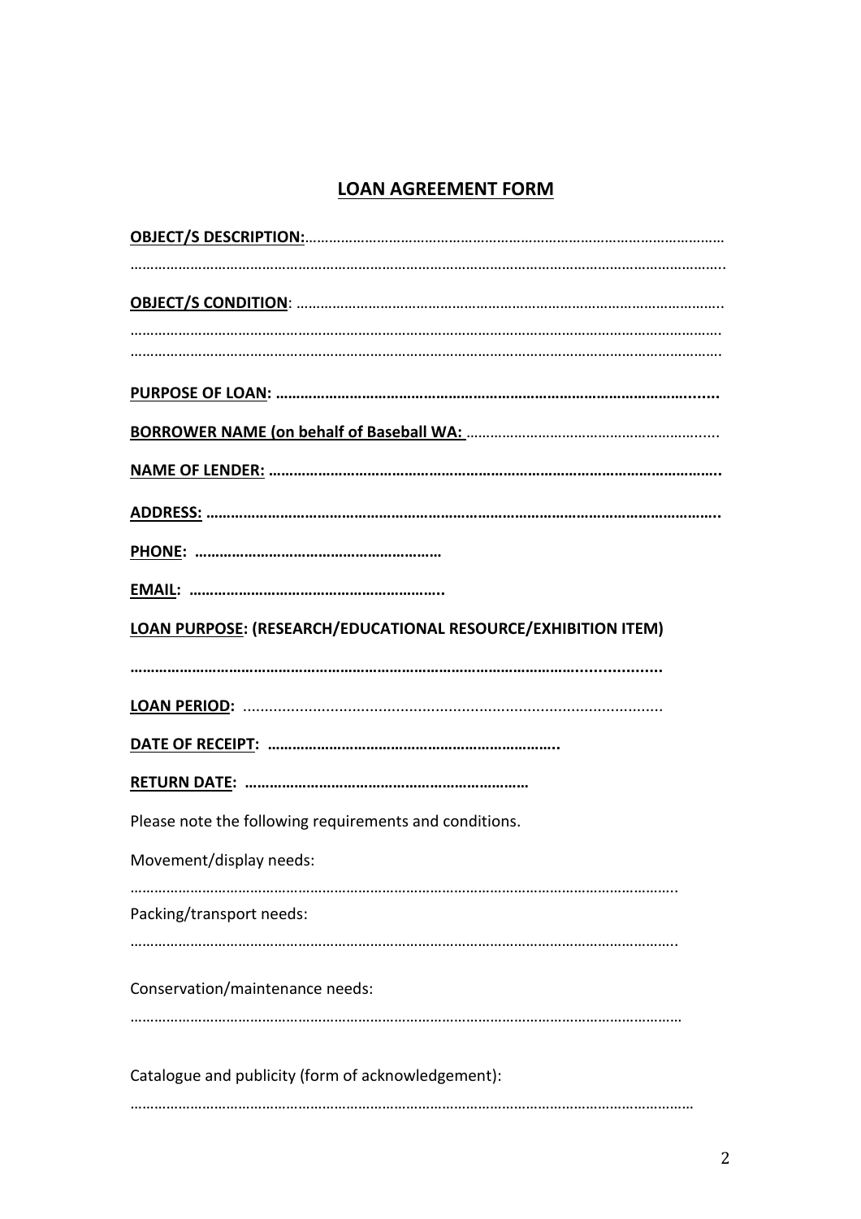# LOAN AGREEMENT FORM

**OBJECT/S DESCRIPTION:**……………………………………………………………………………………………

………………………………………………………………………………………………………………………………..

**OBJECT/S CONDITION**: ……………………………………………………………………………………………..

………………………………………………………………………………………………………………………………

………………………………………………………………………………………………………………………………

**PURPOSE OF LOAN: ………………………………………………………………………………………………......**

**BORROWER NAME (on behalf of Baseball WA:** ……………………………………………………......

**NAME OF LENDER: ………………………………………………………………………………………………..**

**ADDRESS: ……………………………………………………………………………………………………………..**

**PHONE: ……………………………………………………**

**EMAIL: ……………………………………………………..**

**LOAN PURPOSE: (RESEARCH/EDUCATIONAL RESOURCE/EXHIBITION ITEM)**

**……………………………………………………………………………………………..................**

**LOAN PERIOD:** ..............................................................................................

**DATE OF RECEIPT: ……………………………………………………………..**

**RETURN DATE: ……………………………………………………………**

Please note the following requirements and conditions.

Movement/display needs:

……………………………………………………………………………………………………………………..

Packing/transport needs:

……………………………………………………………………………………………………………………..

Conservation/maintenance needs:

………………………………………………………………………………………………………………………

Catalogue and publicity (form of acknowledgement):

……………………………………………………………………………………………………………………….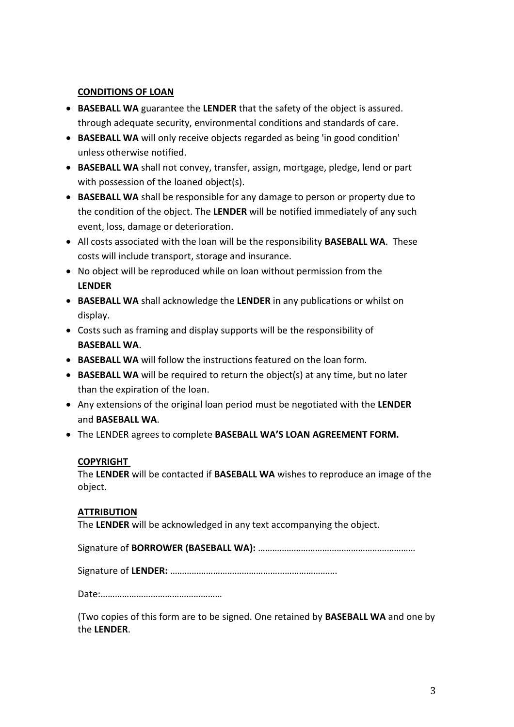## CONDITIONS OF LOAN

- **BASEBALL WA** guarantee the **LENDER** that the safety of the object is assured. through adequate security, environmental conditions and standards of care.
- **BASEBALL WA** will only receive objects regarded as being 'in good condition' unless otherwise notified.
- **BASEBALL WA** shall not convey, transfer, assign, mortgage, pledge, lend or part with possession of the loaned object(s).
- **BASEBALL WA** shall be responsible for any damage to person or property due to the condition of the object. The **LENDER** will be notified immediately of any such event, loss, damage or deterioration.
- All costs associated with the loan will be the responsibility **BASEBALL WA**. These costs will include transport, storage and insurance.
- No object will be reproduced while on loan without permission from the **LENDER**
- **BASEBALL WA** shall acknowledge the **LENDER** in any publications or whilst on display.
- Costs such as framing and display supports will be the responsibility of **BASEBALL WA**.
- **BASEBALL WA** will follow the instructions featured on the loan form.
- **BASEBALL WA** will be required to return the object(s) at any time, but no later than the expiration of the loan.
- Any extensions of the original loan period must be negotiated with the **LENDER** and **BASEBALL WA**.
- The LENDER agrees to complete **BASEBALL WA'S LOAN AGREEMENT FORM.**

## COPYRIGHT

The **LENDER** will be contacted if **BASEBALL WA** wishes to reproduce an image of the object.

## ATTRIBUTION

The **LENDER** will be acknowledged in any text accompanying the object.

Signature of **BORROWER (BASEBALL WA):** ………………………………………………………

Signature of **LENDER:** ……………………………………………………………

Date:……………………………………………

(Two copies of this form are to be signed. One retained by **BASEBALL WA** and one by the **LENDER**.